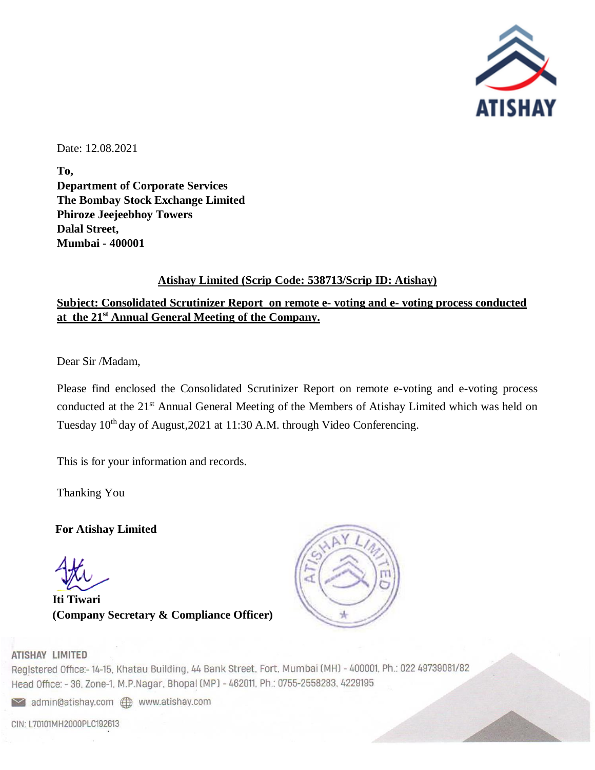ATISHAY

Date: 12.08.2021

**To,**
**Department of Corporate Services**
**The Bombay Stock Exchange Limited**
**Phiroze Jeejeebhoy Towers**
**Dalal Street,**
**Mumbai - 400001**

**Atishay Limited (Scrip Code: 538713/Scrip ID: Atishay)**

**Subject: Consolidated Scrutinizer Report on remote e- voting and e- voting process conducted at the 21st Annual General Meeting of the Company.**

Dear Sir /Madam,

Please find enclosed the Consolidated Scrutinizer Report on remote e-voting and e-voting process conducted at the 21st Annual General Meeting of the Members of Atishay Limited which was held on Tuesday 10th day of August,2021 at 11:30 A.M. through Video Conferencing.

This is for your information and records.

Thanking You

**For Atishay Limited**

**Iti Tiwari**
**(Company Secretary & Compliance Officer)**

ATISHAY LIMITED
Registered Office:- 14-15, Khatau Building, 44 Bank Street, Fort, Mumbai (MH) - 400001, Ph.: 022 49739081/82
Head Office: - 36, Zone-1, M.P.Nagar, Bhopal (MP) - 462011, Ph.: 0755-2558283, 4229195
admin@atishay.com www.atishay.com
CIN: L70101MH2000PLC192613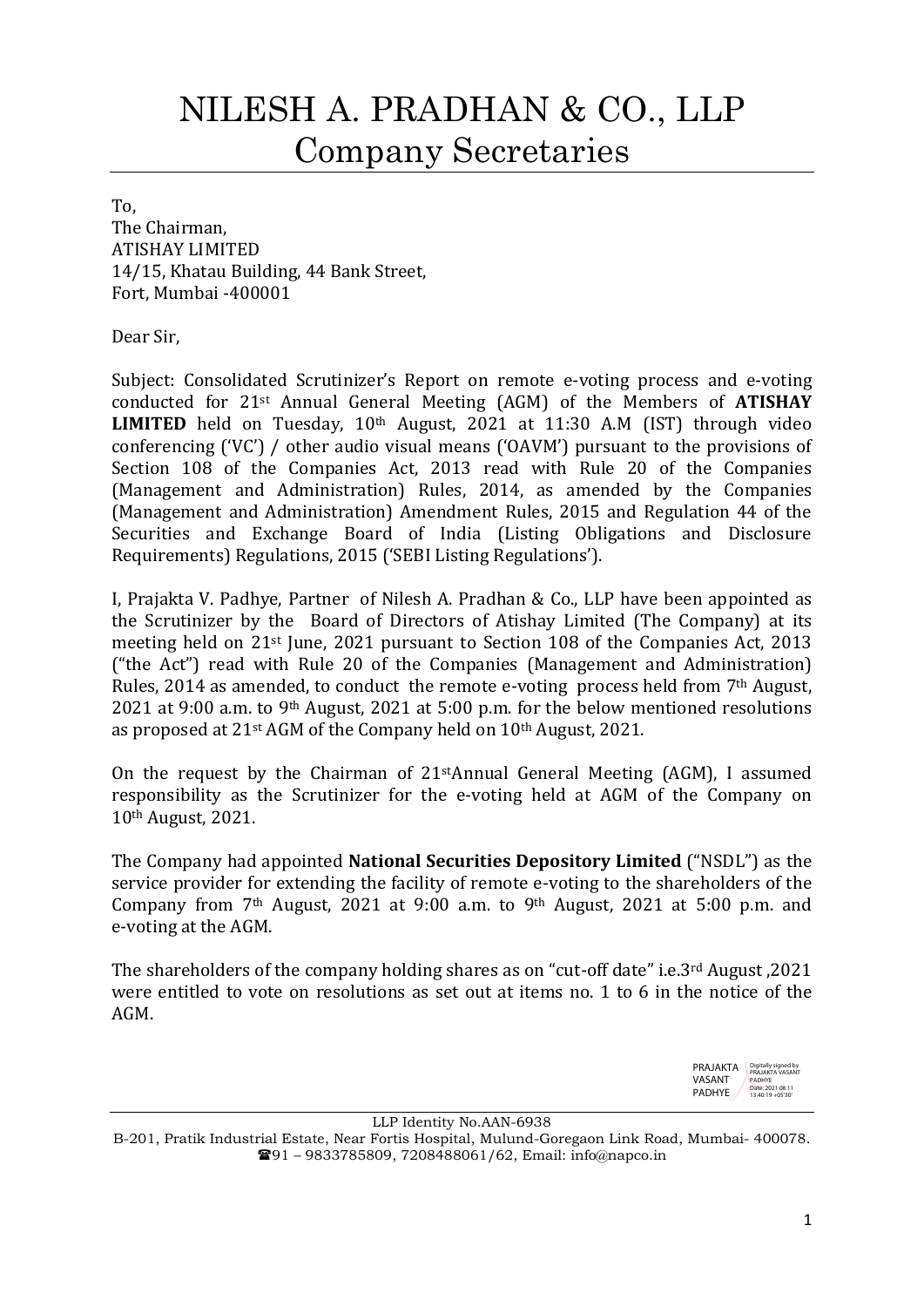# NILESH A. PRADHAN & CO., LLP
## Company Secretaries

To,
The Chairman,
ATISHAY LIMITED
14/15, Khatau Building, 44 Bank Street,
Fort, Mumbai -400001

Dear Sir,

Subject: Consolidated Scrutinizer's Report on remote e-voting process and e-voting conducted for 21st Annual General Meeting (AGM) of the Members of **ATISHAY LIMITED** held on Tuesday, 10th August, 2021 at 11:30 A.M (IST) through video conferencing ('VC') / other audio visual means ('OAVM') pursuant to the provisions of Section 108 of the Companies Act, 2013 read with Rule 20 of the Companies (Management and Administration) Rules, 2014, as amended by the Companies (Management and Administration) Amendment Rules, 2015 and Regulation 44 of the Securities and Exchange Board of India (Listing Obligations and Disclosure Requirements) Regulations, 2015 ('SEBI Listing Regulations').

I, Prajakta V. Padhye, Partner of Nilesh A. Pradhan & Co., LLP have been appointed as the Scrutinizer by the Board of Directors of Atishay Limited (The Company) at its meeting held on 21st June, 2021 pursuant to Section 108 of the Companies Act, 2013 ("the Act") read with Rule 20 of the Companies (Management and Administration) Rules, 2014 as amended, to conduct the remote e-voting process held from 7th August, 2021 at 9:00 a.m. to 9th August, 2021 at 5:00 p.m. for the below mentioned resolutions as proposed at 21st AGM of the Company held on 10th August, 2021.

On the request by the Chairman of 21st Annual General Meeting (AGM), I assumed responsibility as the Scrutinizer for the e-voting held at AGM of the Company on 10th August, 2021.

The Company had appointed **National Securities Depository Limited** ("NSDL") as the service provider for extending the facility of remote e-voting to the shareholders of the Company from 7th August, 2021 at 9:00 a.m. to 9th August, 2021 at 5:00 p.m. and e-voting at the AGM.

The shareholders of the company holding shares as on "cut-off date" i.e.3rd August ,2021 were entitled to vote on resolutions as set out at items no. 1 to 6 in the notice of the AGM.

PRAJAKTA VASANT PADHYE — Digitally signed by PRAJAKTA VASANT PADHYE Date: 2021.08.11 13:40:19 +05'30'

LLP Identity No.AAN-6938
B-201, Pratik Industrial Estate, Near Fortis Hospital, Mulund-Goregaon Link Road, Mumbai- 400078.
☎91 – 9833785809, 7208488061/62, Email: info@napco.in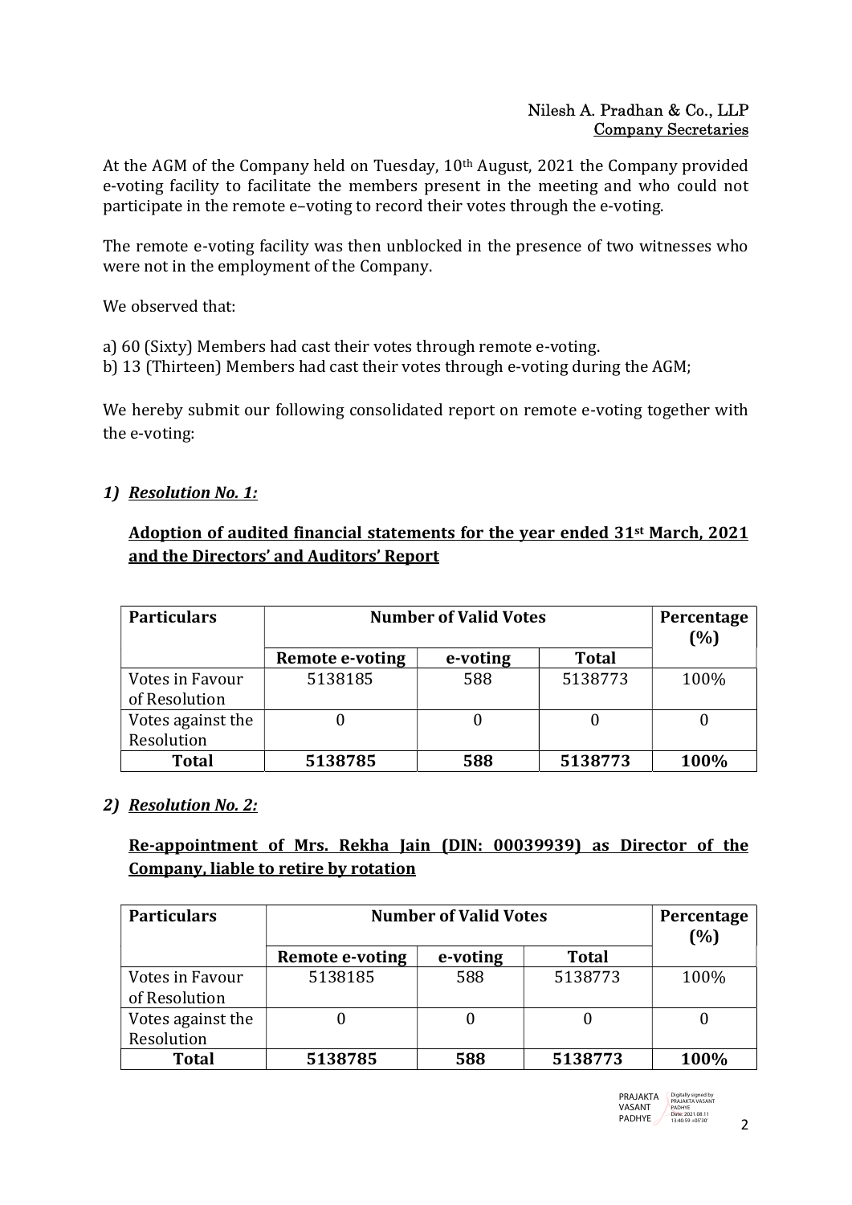Nilesh A. Pradhan & Co., LLP
Company Secretaries

At the AGM of the Company held on Tuesday, 10th August, 2021 the Company provided e-voting facility to facilitate the members present in the meeting and who could not participate in the remote e–voting to record their votes through the e-voting.

The remote e-voting facility was then unblocked in the presence of two witnesses who were not in the employment of the Company.

We observed that:

a) 60 (Sixty) Members had cast their votes through remote e-voting.
b) 13 (Thirteen) Members had cast their votes through e-voting during the AGM;

We hereby submit our following consolidated report on remote e-voting together with the e-voting:

## 1) *Resolution No. 1:*

**Adoption of audited financial statements for the year ended 31st March, 2021 and the Directors' and Auditors' Report**

| Particulars | Number of Valid Votes | | | Percentage (%) |
|---|---|---|---|---|
| | Remote e-voting | e-voting | Total | |
| Votes in Favour of Resolution | 5138185 | 588 | 5138773 | 100% |
| Votes against the Resolution | 0 | 0 | 0 | 0 |
| **Total** | **5138785** | **588** | **5138773** | **100%** |

## 2) *Resolution No. 2:*

**Re-appointment of Mrs. Rekha Jain (DIN: 00039939) as Director of the Company, liable to retire by rotation**

| Particulars | Number of Valid Votes | | | Percentage (%) |
|---|---|---|---|---|
| | Remote e-voting | e-voting | Total | |
| Votes in Favour of Resolution | 5138185 | 588 | 5138773 | 100% |
| Votes against the Resolution | 0 | 0 | 0 | 0 |
| **Total** | **5138785** | **588** | **5138773** | **100%** |

PRAJAKTA VASANT PADHYE
Digitally signed by PRAJAKTA VASANT PADHYE
Date: 2021.08.11 13:40:59 +05'30'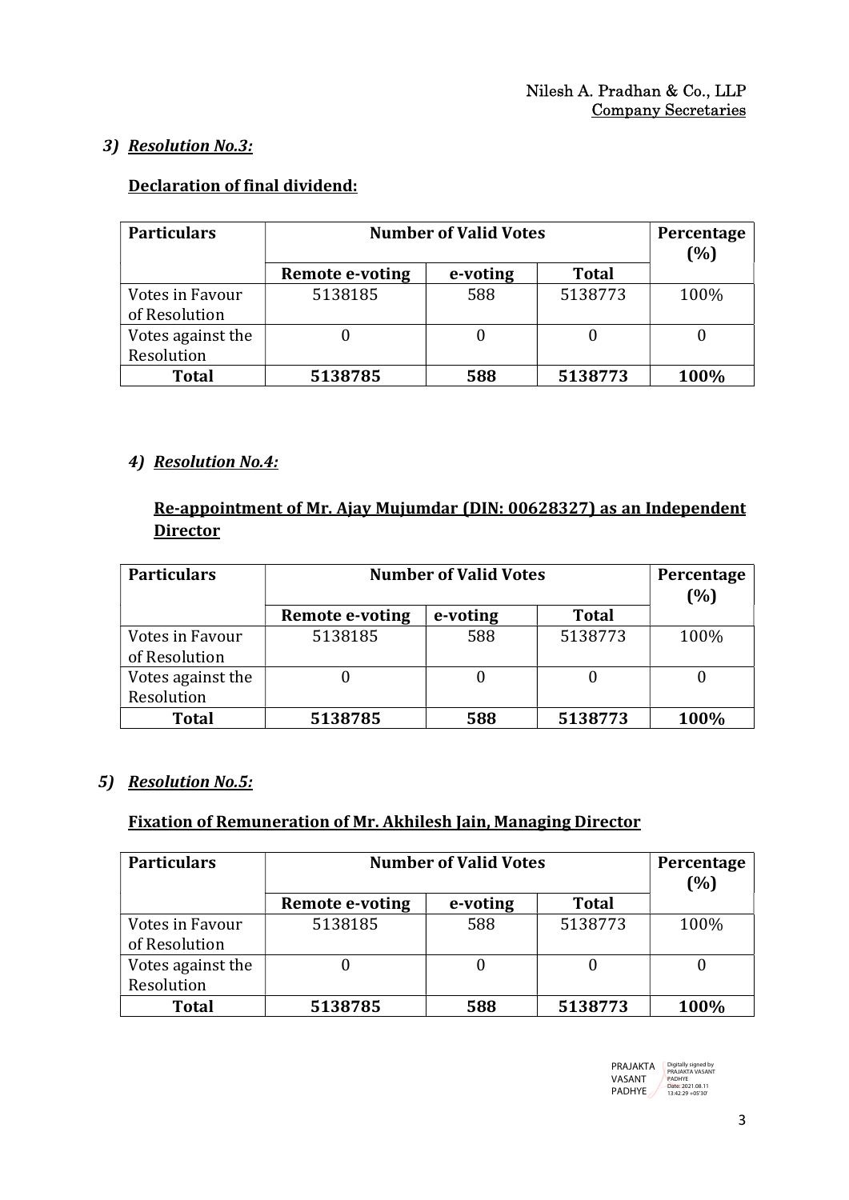### 3) *Resolution No.3:*

**Declaration of final dividend:**

| Particulars | Number of Valid Votes | | | Percentage (%) |
|---|---|---|---|---|
| | **Remote e-voting** | **e-voting** | **Total** | |
| Votes in Favour of Resolution | 5138185 | 588 | 5138773 | 100% |
| Votes against the Resolution | 0 | 0 | 0 | 0 |
| **Total** | **5138785** | **588** | **5138773** | **100%** |

### 4) *Resolution No.4:*

**Re-appointment of Mr. Ajay Mujumdar (DIN: 00628327) as an Independent Director**

| Particulars | Number of Valid Votes | | | Percentage (%) |
|---|---|---|---|---|
| | **Remote e-voting** | **e-voting** | **Total** | |
| Votes in Favour of Resolution | 5138185 | 588 | 5138773 | 100% |
| Votes against the Resolution | 0 | 0 | 0 | 0 |
| **Total** | **5138785** | **588** | **5138773** | **100%** |

### 5) *Resolution No.5:*

**Fixation of Remuneration of Mr. Akhilesh Jain, Managing Director**

| Particulars | Number of Valid Votes | | | Percentage (%) |
|---|---|---|---|---|
| | **Remote e-voting** | **e-voting** | **Total** | |
| Votes in Favour of Resolution | 5138185 | 588 | 5138773 | 100% |
| Votes against the Resolution | 0 | 0 | 0 | 0 |
| **Total** | **5138785** | **588** | **5138773** | **100%** |

PRAJAKTA VASANT PADHYE Digitally signed by PRAJAKTA VASANT PADHYE Date: 2021.08.11 13:42:29 +05'30'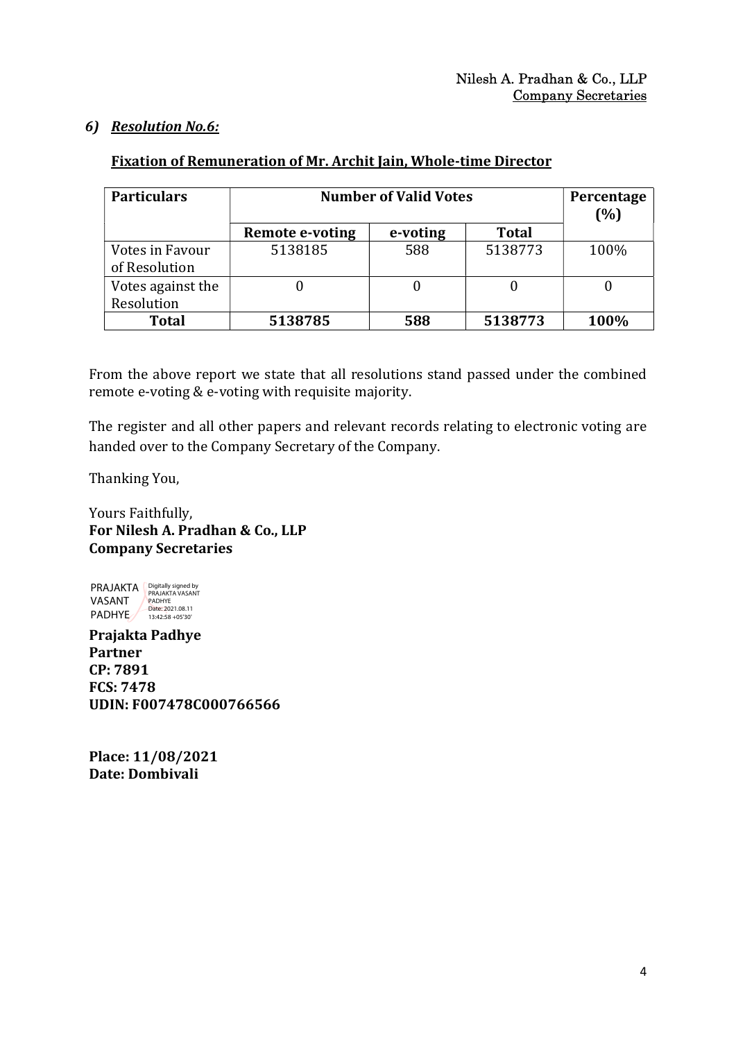*6) **Resolution No.6:***

**Fixation of Remuneration of Mr. Archit Jain, Whole-time Director**

| Particulars | Number of Valid Votes | | | Percentage (%) |
|---|---|---|---|---|
| | **Remote e-voting** | **e-voting** | **Total** | |
| Votes in Favour of Resolution | 5138185 | 588 | 5138773 | 100% |
| Votes against the Resolution | 0 | 0 | 0 | 0 |
| **Total** | **5138785** | **588** | **5138773** | **100%** |

From the above report we state that all resolutions stand passed under the combined remote e-voting & e-voting with requisite majority.

The register and all other papers and relevant records relating to electronic voting are handed over to the Company Secretary of the Company.

Thanking You,

Yours Faithfully,
**For Nilesh A. Pradhan & Co., LLP**
**Company Secretaries**

PRAJAKTA VASANT PADHYE Digitally signed by PRAJAKTA VASANT PADHYE Date: 2021.08.11 13:42:58 +05'30'

**Prajakta Padhye**
**Partner**
**CP: 7891**
**FCS: 7478**
**UDIN: F007478C000766566**

**Place: 11/08/2021**
**Date: Dombivali**